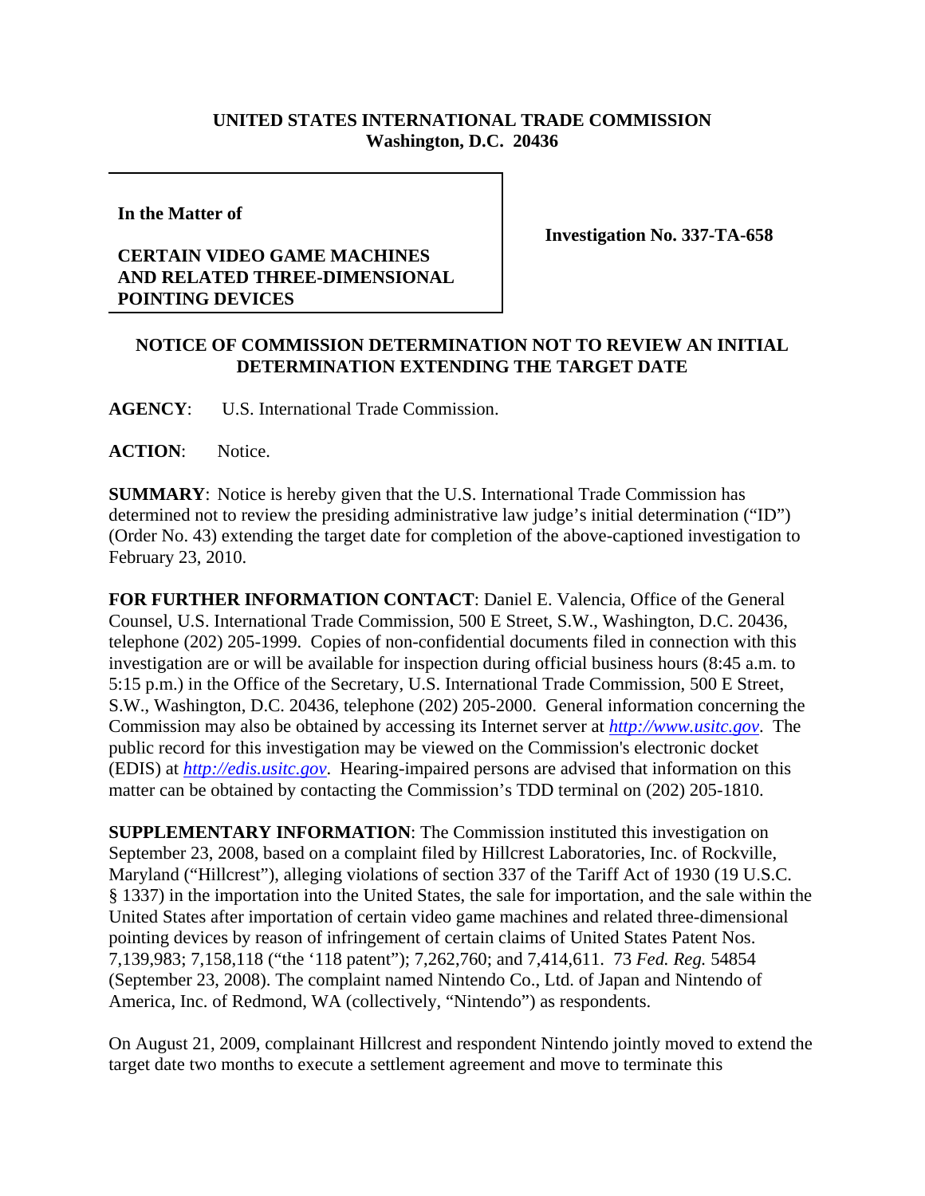**UNITED STATES INTERNATIONAL TRADE COMMISSION**
**Washington, D.C. 20436**

**In the Matter of**

**CERTAIN VIDEO GAME MACHINES AND RELATED THREE-DIMENSIONAL POINTING DEVICES**

**Investigation No. 337-TA-658**

**NOTICE OF COMMISSION DETERMINATION NOT TO REVIEW AN INITIAL DETERMINATION EXTENDING THE TARGET DATE**

**AGENCY**: U.S. International Trade Commission.

**ACTION**: Notice.

**SUMMARY**: Notice is hereby given that the U.S. International Trade Commission has determined not to review the presiding administrative law judge's initial determination ("ID") (Order No. 43) extending the target date for completion of the above-captioned investigation to February 23, 2010.

**FOR FURTHER INFORMATION CONTACT**: Daniel E. Valencia, Office of the General Counsel, U.S. International Trade Commission, 500 E Street, S.W., Washington, D.C. 20436, telephone (202) 205-1999. Copies of non-confidential documents filed in connection with this investigation are or will be available for inspection during official business hours (8:45 a.m. to 5:15 p.m.) in the Office of the Secretary, U.S. International Trade Commission, 500 E Street, S.W., Washington, D.C. 20436, telephone (202) 205-2000. General information concerning the Commission may also be obtained by accessing its Internet server at *http://www.usitc.gov*. The public record for this investigation may be viewed on the Commission's electronic docket (EDIS) at *http://edis.usitc.gov*. Hearing-impaired persons are advised that information on this matter can be obtained by contacting the Commission's TDD terminal on (202) 205-1810.

**SUPPLEMENTARY INFORMATION**: The Commission instituted this investigation on September 23, 2008, based on a complaint filed by Hillcrest Laboratories, Inc. of Rockville, Maryland ("Hillcrest"), alleging violations of section 337 of the Tariff Act of 1930 (19 U.S.C. § 1337) in the importation into the United States, the sale for importation, and the sale within the United States after importation of certain video game machines and related three-dimensional pointing devices by reason of infringement of certain claims of United States Patent Nos. 7,139,983; 7,158,118 ("the '118 patent"); 7,262,760; and 7,414,611. 73 *Fed. Reg.* 54854 (September 23, 2008). The complaint named Nintendo Co., Ltd. of Japan and Nintendo of America, Inc. of Redmond, WA (collectively, "Nintendo") as respondents.

On August 21, 2009, complainant Hillcrest and respondent Nintendo jointly moved to extend the target date two months to execute a settlement agreement and move to terminate this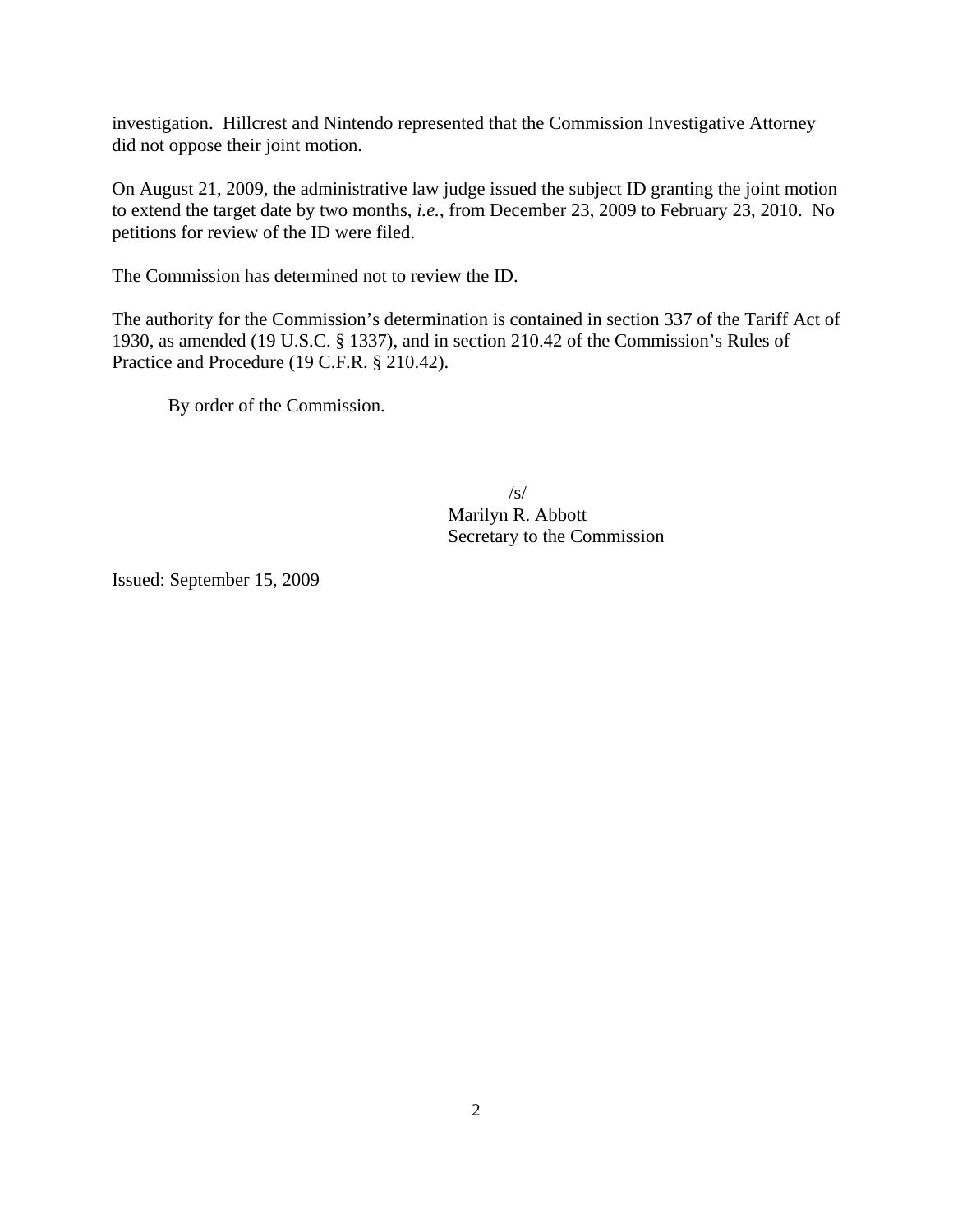investigation. Hillcrest and Nintendo represented that the Commission Investigative Attorney did not oppose their joint motion.

On August 21, 2009, the administrative law judge issued the subject ID granting the joint motion to extend the target date by two months, *i.e.*, from December 23, 2009 to February 23, 2010. No petitions for review of the ID were filed.

The Commission has determined not to review the ID.

The authority for the Commission's determination is contained in section 337 of the Tariff Act of 1930, as amended (19 U.S.C. § 1337), and in section 210.42 of the Commission's Rules of Practice and Procedure (19 C.F.R. § 210.42).

By order of the Commission.

/s/
Marilyn R. Abbott
Secretary to the Commission

Issued: September 15, 2009